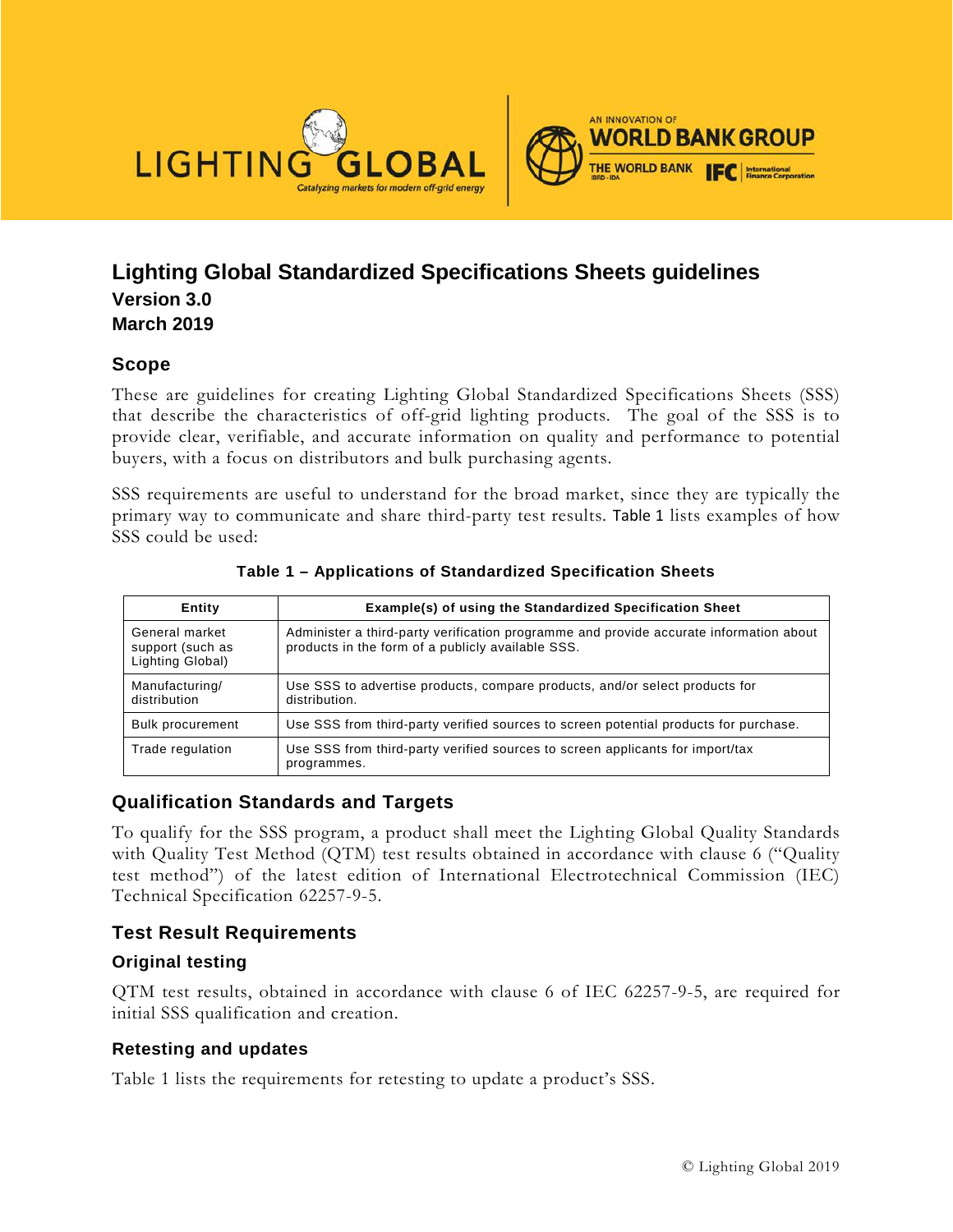# Lighting Global Standardized Specifications Sheets guidelines

**Version 3.0**
**March 2019**

## Scope

These are guidelines for creating Lighting Global Standardized Specifications Sheets (SSS) that describe the characteristics of off-grid lighting products. The goal of the SSS is to provide clear, verifiable, and accurate information on quality and performance to potential buyers, with a focus on distributors and bulk purchasing agents.

SSS requirements are useful to understand for the broad market, since they are typically the primary way to communicate and share third-party test results. Table 1 lists examples of how SSS could be used:

**Table 1 – Applications of Standardized Specification Sheets**

| Entity | Example(s) of using the Standardized Specification Sheet |
|---|---|
| General market support (such as Lighting Global) | Administer a third-party verification programme and provide accurate information about products in the form of a publicly available SSS. |
| Manufacturing/ distribution | Use SSS to advertise products, compare products, and/or select products for distribution. |
| Bulk procurement | Use SSS from third-party verified sources to screen potential products for purchase. |
| Trade regulation | Use SSS from third-party verified sources to screen applicants for import/tax programmes. |

## Qualification Standards and Targets

To qualify for the SSS program, a product shall meet the Lighting Global Quality Standards with Quality Test Method (QTM) test results obtained in accordance with clause 6 ("Quality test method") of the latest edition of International Electrotechnical Commission (IEC) Technical Specification 62257-9-5.

## Test Result Requirements

### Original testing

QTM test results, obtained in accordance with clause 6 of IEC 62257-9-5, are required for initial SSS qualification and creation.

### Retesting and updates

Table 1 lists the requirements for retesting to update a product's SSS.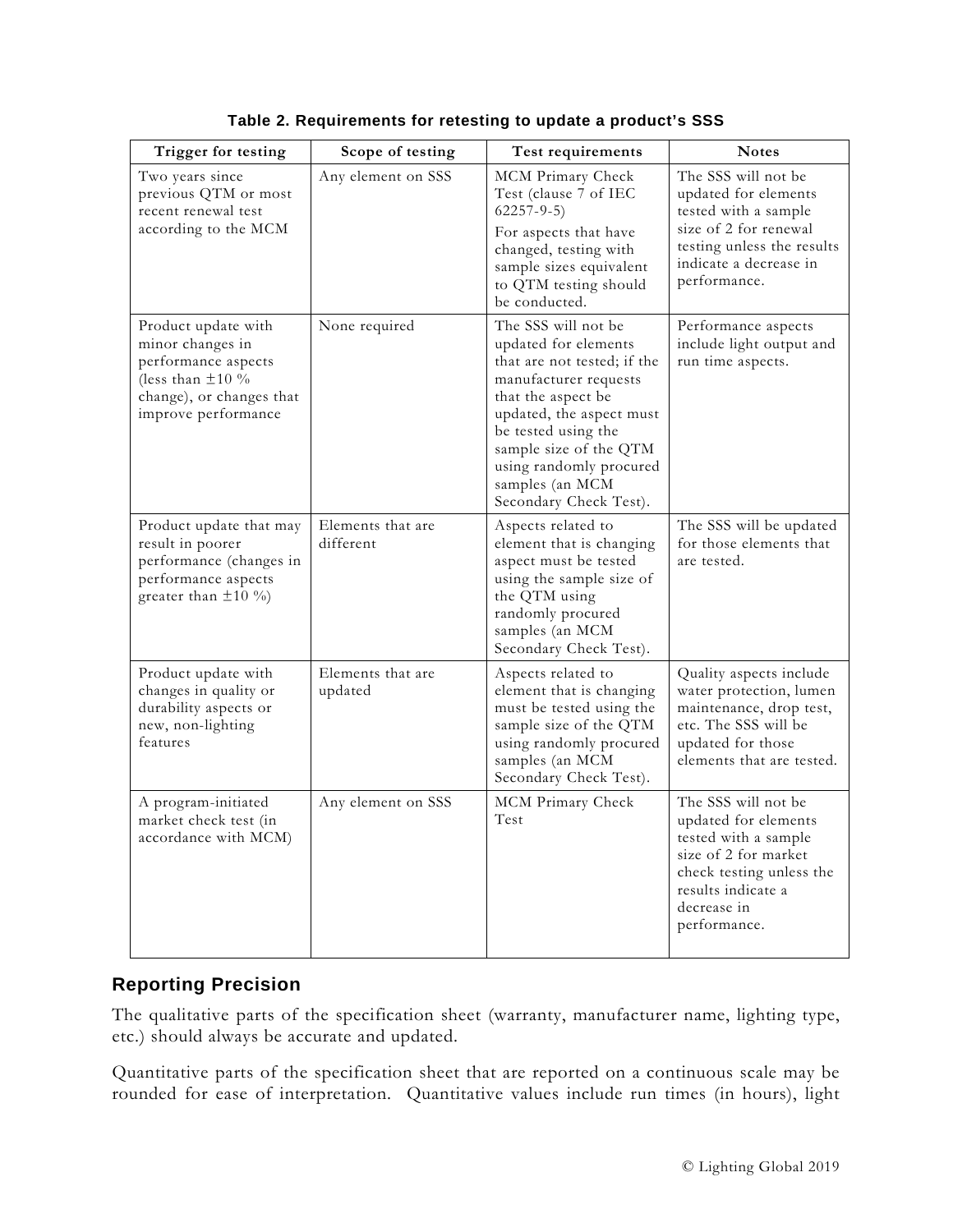**Table 2. Requirements for retesting to update a product's SSS**

| Trigger for testing | Scope of testing | Test requirements | Notes |
| --- | --- | --- | --- |
| Two years since previous QTM or most recent renewal test according to the MCM | Any element on SSS | MCM Primary Check Test (clause 7 of IEC 62257-9-5)<br>For aspects that have changed, testing with sample sizes equivalent to QTM testing should be conducted. | The SSS will not be updated for elements tested with a sample size of 2 for renewal testing unless the results indicate a decrease in performance. |
| Product update with minor changes in performance aspects (less than ±10 % change), or changes that improve performance | None required | The SSS will not be updated for elements that are not tested; if the manufacturer requests that the aspect be updated, the aspect must be tested using the sample size of the QTM using randomly procured samples (an MCM Secondary Check Test). | Performance aspects include light output and run time aspects. |
| Product update that may result in poorer performance (changes in performance aspects greater than ±10 %) | Elements that are different | Aspects related to element that is changing aspect must be tested using the sample size of the QTM using randomly procured samples (an MCM Secondary Check Test). | The SSS will be updated for those elements that are tested. |
| Product update with changes in quality or durability aspects or new, non-lighting features | Elements that are updated | Aspects related to element that is changing must be tested using the sample size of the QTM using randomly procured samples (an MCM Secondary Check Test). | Quality aspects include water protection, lumen maintenance, drop test, etc. The SSS will be updated for those elements that are tested. |
| A program-initiated market check test (in accordance with MCM) | Any element on SSS | MCM Primary Check Test | The SSS will not be updated for elements tested with a sample size of 2 for market check testing unless the results indicate a decrease in performance. |

## Reporting Precision

The qualitative parts of the specification sheet (warranty, manufacturer name, lighting type, etc.) should always be accurate and updated.

Quantitative parts of the specification sheet that are reported on a continuous scale may be rounded for ease of interpretation. Quantitative values include run times (in hours), light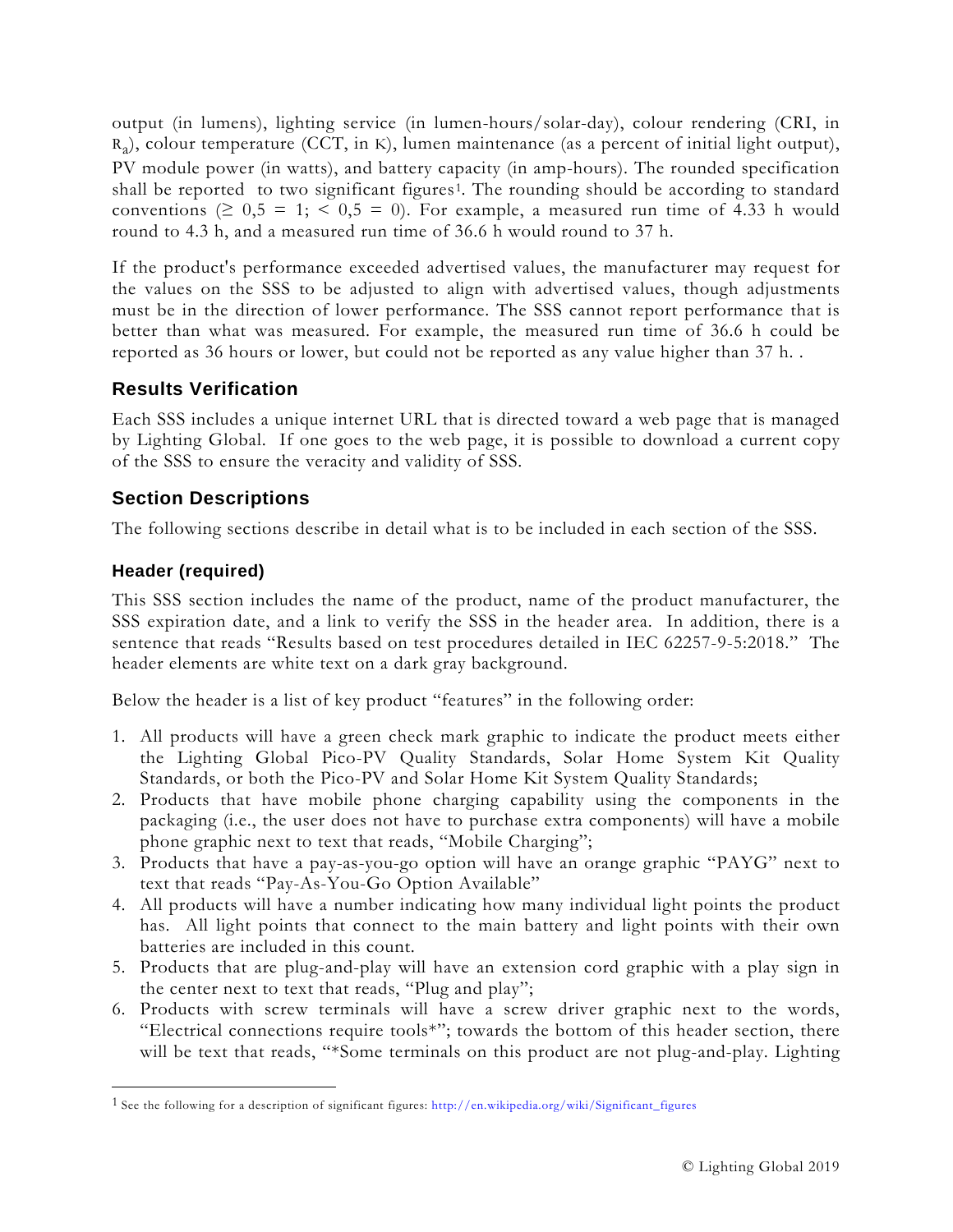output (in lumens), lighting service (in lumen-hours/solar-day), colour rendering (CRI, in $R_a$), colour temperature (CCT, in K), lumen maintenance (as a percent of initial light output), PV module power (in watts), and battery capacity (in amp-hours). The rounded specification shall be reported to two significant figures[1]. The rounding should be according to standard conventions ($\geq$ 0,5 = 1; < 0,5 = 0). For example, a measured run time of 4.33 h would round to 4.3 h, and a measured run time of 36.6 h would round to 37 h.

If the product's performance exceeded advertised values, the manufacturer may request for the values on the SSS to be adjusted to align with advertised values, though adjustments must be in the direction of lower performance. The SSS cannot report performance that is better than what was measured. For example, the measured run time of 36.6 h could be reported as 36 hours or lower, but could not be reported as any value higher than 37 h. .

## Results Verification

Each SSS includes a unique internet URL that is directed toward a web page that is managed by Lighting Global. If one goes to the web page, it is possible to download a current copy of the SSS to ensure the veracity and validity of SSS.

## Section Descriptions

The following sections describe in detail what is to be included in each section of the SSS.

### Header (required)

This SSS section includes the name of the product, name of the product manufacturer, the SSS expiration date, and a link to verify the SSS in the header area. In addition, there is a sentence that reads "Results based on test procedures detailed in IEC 62257-9-5:2018." The header elements are white text on a dark gray background.

Below the header is a list of key product "features" in the following order:

1. All products will have a green check mark graphic to indicate the product meets either the Lighting Global Pico-PV Quality Standards, Solar Home System Kit Quality Standards, or both the Pico-PV and Solar Home Kit System Quality Standards;
2. Products that have mobile phone charging capability using the components in the packaging (i.e., the user does not have to purchase extra components) will have a mobile phone graphic next to text that reads, "Mobile Charging";
3. Products that have a pay-as-you-go option will have an orange graphic "PAYG" next to text that reads "Pay-As-You-Go Option Available"
4. All products will have a number indicating how many individual light points the product has. All light points that connect to the main battery and light points with their own batteries are included in this count.
5. Products that are plug-and-play will have an extension cord graphic with a play sign in the center next to text that reads, "Plug and play";
6. Products with screw terminals will have a screw driver graphic next to the words, "Electrical connections require tools*"; towards the bottom of this header section, there will be text that reads, "*Some terminals on this product are not plug-and-play. Lighting

[1] See the following for a description of significant figures: http://en.wikipedia.org/wiki/Significant_figures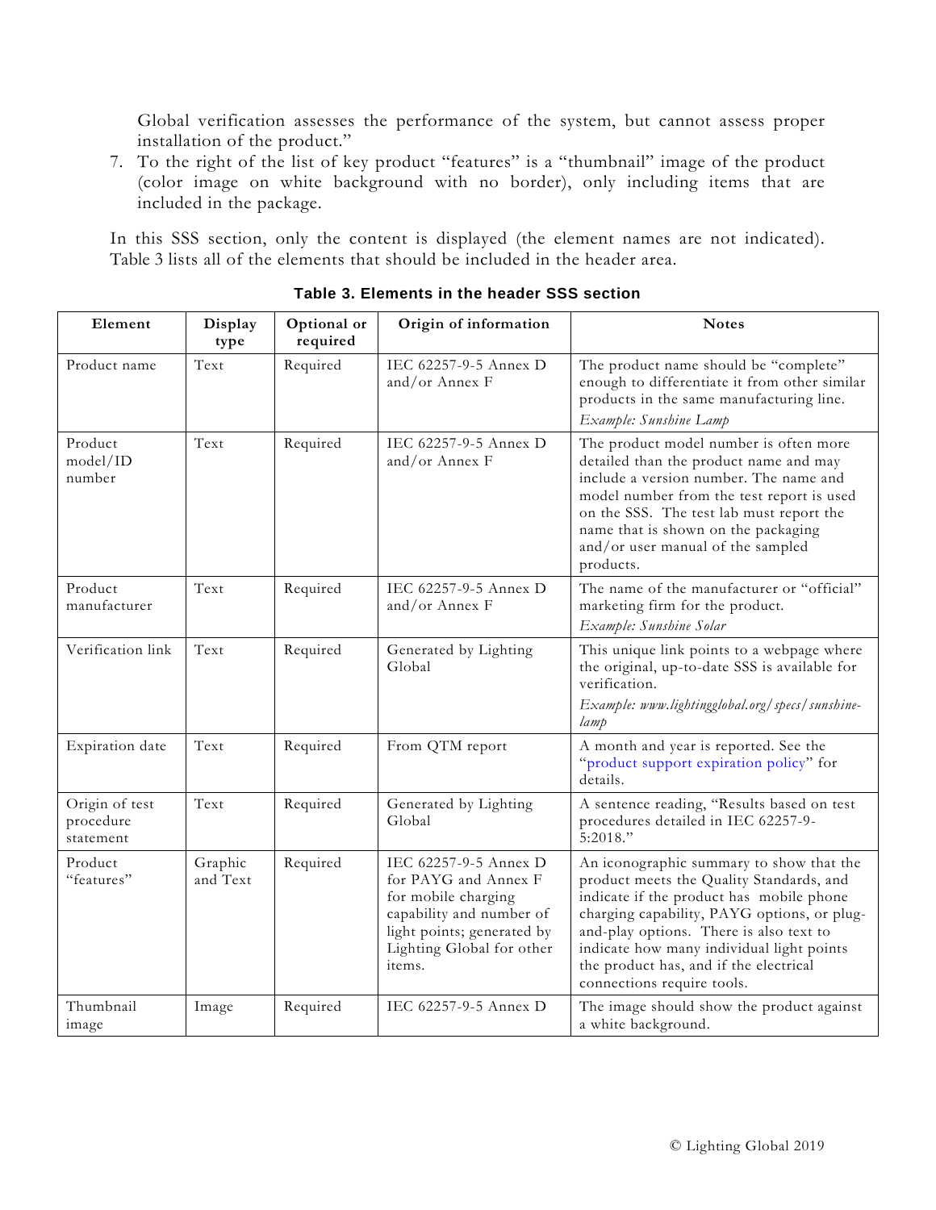Global verification assesses the performance of the system, but cannot assess proper installation of the product."

7. To the right of the list of key product "features" is a "thumbnail" image of the product (color image on white background with no border), only including items that are included in the package.

In this SSS section, only the content is displayed (the element names are not indicated). Table 3 lists all of the elements that should be included in the header area.

**Table 3. Elements in the header SSS section**

| Element | Display type | Optional or required | Origin of information | Notes |
|---|---|---|---|---|
| Product name | Text | Required | IEC 62257-9-5 Annex D and/or Annex F | The product name should be "complete" enough to differentiate it from other similar products in the same manufacturing line. *Example: Sunshine Lamp* |
| Product model/ID number | Text | Required | IEC 62257-9-5 Annex D and/or Annex F | The product model number is often more detailed than the product name and may include a version number. The name and model number from the test report is used on the SSS. The test lab must report the name that is shown on the packaging and/or user manual of the sampled products. |
| Product manufacturer | Text | Required | IEC 62257-9-5 Annex D and/or Annex F | The name of the manufacturer or "official" marketing firm for the product. *Example: Sunshine Solar* |
| Verification link | Text | Required | Generated by Lighting Global | This unique link points to a webpage where the original, up-to-date SSS is available for verification. *Example: www.lightingglobal.org/specs/sunshine-lamp* |
| Expiration date | Text | Required | From QTM report | A month and year is reported. See the "product support expiration policy" for details. |
| Origin of test procedure statement | Text | Required | Generated by Lighting Global | A sentence reading, "Results based on test procedures detailed in IEC 62257-9-5:2018." |
| Product "features" | Graphic and Text | Required | IEC 62257-9-5 Annex D for PAYG and Annex F for mobile charging capability and number of light points; generated by Lighting Global for other items. | An iconographic summary to show that the product meets the Quality Standards, and indicate if the product has mobile phone charging capability, PAYG options, or plug-and-play options. There is also text to indicate how many individual light points the product has, and if the electrical connections require tools. |
| Thumbnail image | Image | Required | IEC 62257-9-5 Annex D | The image should show the product against a white background. |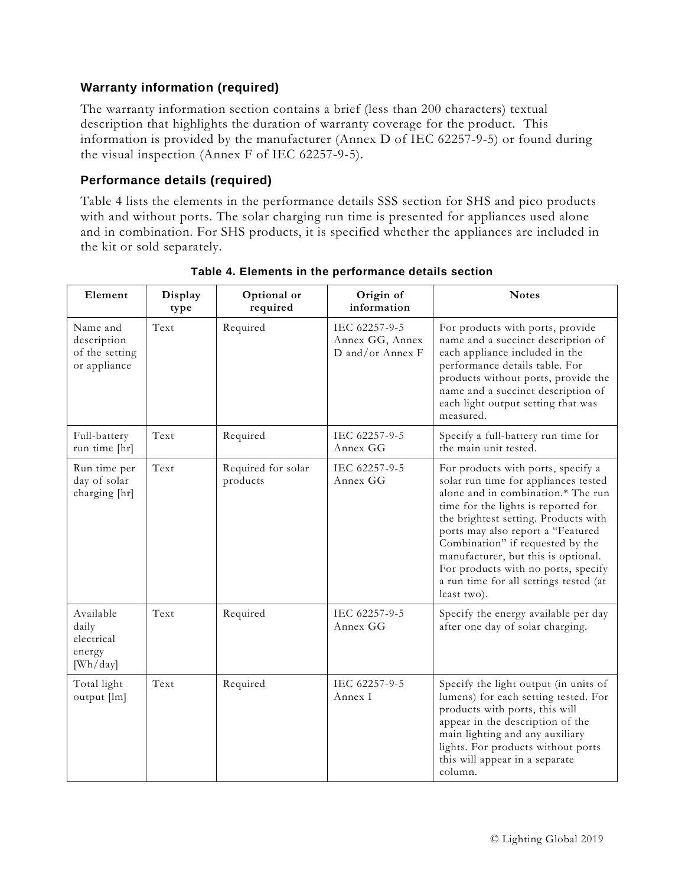### Warranty information (required)

The warranty information section contains a brief (less than 200 characters) textual description that highlights the duration of warranty coverage for the product. This information is provided by the manufacturer (Annex D of IEC 62257-9-5) or found during the visual inspection (Annex F of IEC 62257-9-5).

### Performance details (required)

Table 4 lists the elements in the performance details SSS section for SHS and pico products with and without ports. The solar charging run time is presented for appliances used alone and in combination. For SHS products, it is specified whether the appliances are included in the kit or sold separately.

**Table 4. Elements in the performance details section**

| Element | Display type | Optional or required | Origin of information | Notes |
|---|---|---|---|---|
| Name and description of the setting or appliance | Text | Required | IEC 62257-9-5 Annex GG, Annex D and/or Annex F | For products with ports, provide name and a succinct description of each appliance included in the performance details table. For products without ports, provide the name and a succinct description of each light output setting that was measured. |
| Full-battery run time [hr] | Text | Required | IEC 62257-9-5 Annex GG | Specify a full-battery run time for the main unit tested. |
| Run time per day of solar charging [hr] | Text | Required for solar products | IEC 62257-9-5 Annex GG | For products with ports, specify a solar run time for appliances tested alone and in combination.* The run time for the lights is reported for the brightest setting. Products with ports may also report a "Featured Combination" if requested by the manufacturer, but this is optional. For products with no ports, specify a run time for all settings tested (at least two). |
| Available daily electrical energy [Wh/day] | Text | Required | IEC 62257-9-5 Annex GG | Specify the energy available per day after one day of solar charging. |
| Total light output [lm] | Text | Required | IEC 62257-9-5 Annex I | Specify the light output (in units of lumens) for each setting tested. For products with ports, this will appear in the description of the main lighting and any auxiliary lights. For products without ports this will appear in a separate column. |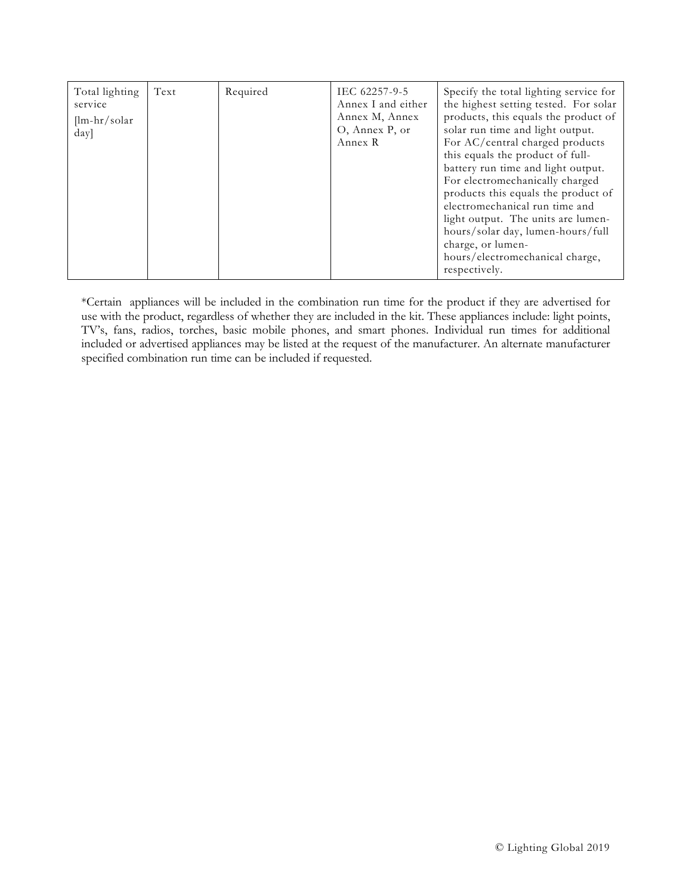| Total lighting service [lm-hr/solar day] | Text | Required | IEC 62257-9-5 Annex I and either Annex M, Annex O, Annex P, or Annex R | Specify the total lighting service for the highest setting tested. For solar products, this equals the product of solar run time and light output. For AC/central charged products this equals the product of full-battery run time and light output. For electromechanically charged products this equals the product of electromechanical run time and light output. The units are lumen-hours/solar day, lumen-hours/full charge, or lumen-hours/electromechanical charge, respectively. |
|---|---|---|---|---|

*Certain appliances will be included in the combination run time for the product if they are advertised for use with the product, regardless of whether they are included in the kit. These appliances include: light points, TV's, fans, radios, torches, basic mobile phones, and smart phones. Individual run times for additional included or advertised appliances may be listed at the request of the manufacturer. An alternate manufacturer specified combination run time can be included if requested.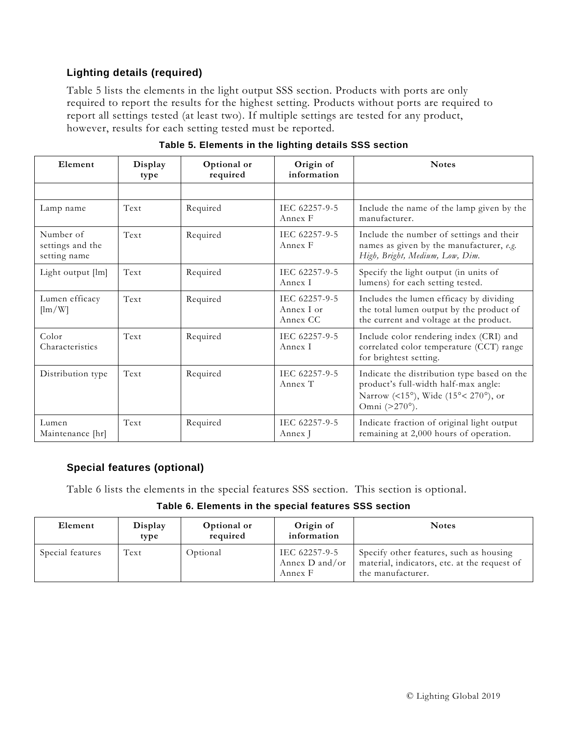### Lighting details (required)

Table 5 lists the elements in the light output SSS section. Products with ports are only required to report the results for the highest setting. Products without ports are required to report all settings tested (at least two). If multiple settings are tested for any product, however, results for each setting tested must be reported.

**Table 5. Elements in the lighting details SSS section**

| Element | Display type | Optional or required | Origin of information | Notes |
|---|---|---|---|---|
| | | | | |
| Lamp name | Text | Required | IEC 62257-9-5 Annex F | Include the name of the lamp given by the manufacturer. |
| Number of settings and the setting name | Text | Required | IEC 62257-9-5 Annex F | Include the number of settings and their names as given by the manufacturer, *e.g. High, Bright, Medium, Low, Dim.* |
| Light output [lm] | Text | Required | IEC 62257-9-5 Annex I | Specify the light output (in units of lumens) for each setting tested. |
| Lumen efficacy [lm/W] | Text | Required | IEC 62257-9-5 Annex I or Annex CC | Includes the lumen efficacy by dividing the total lumen output by the product of the current and voltage at the product. |
| Color Characteristics | Text | Required | IEC 62257-9-5 Annex I | Include color rendering index (CRI) and correlated color temperature (CCT) range for brightest setting. |
| Distribution type | Text | Required | IEC 62257-9-5 Annex T | Indicate the distribution type based on the product's full-width half-max angle: Narrow (<15°), Wide (15°< 270°), or Omni (>270°). |
| Lumen Maintenance [hr] | Text | Required | IEC 62257-9-5 Annex J | Indicate fraction of original light output remaining at 2,000 hours of operation. |

### Special features (optional)

Table 6 lists the elements in the special features SSS section. This section is optional.

**Table 6. Elements in the special features SSS section**

| Element | Display type | Optional or required | Origin of information | Notes |
|---|---|---|---|---|
| Special features | Text | Optional | IEC 62257-9-5 Annex D and/or Annex F | Specify other features, such as housing material, indicators, etc. at the request of the manufacturer. |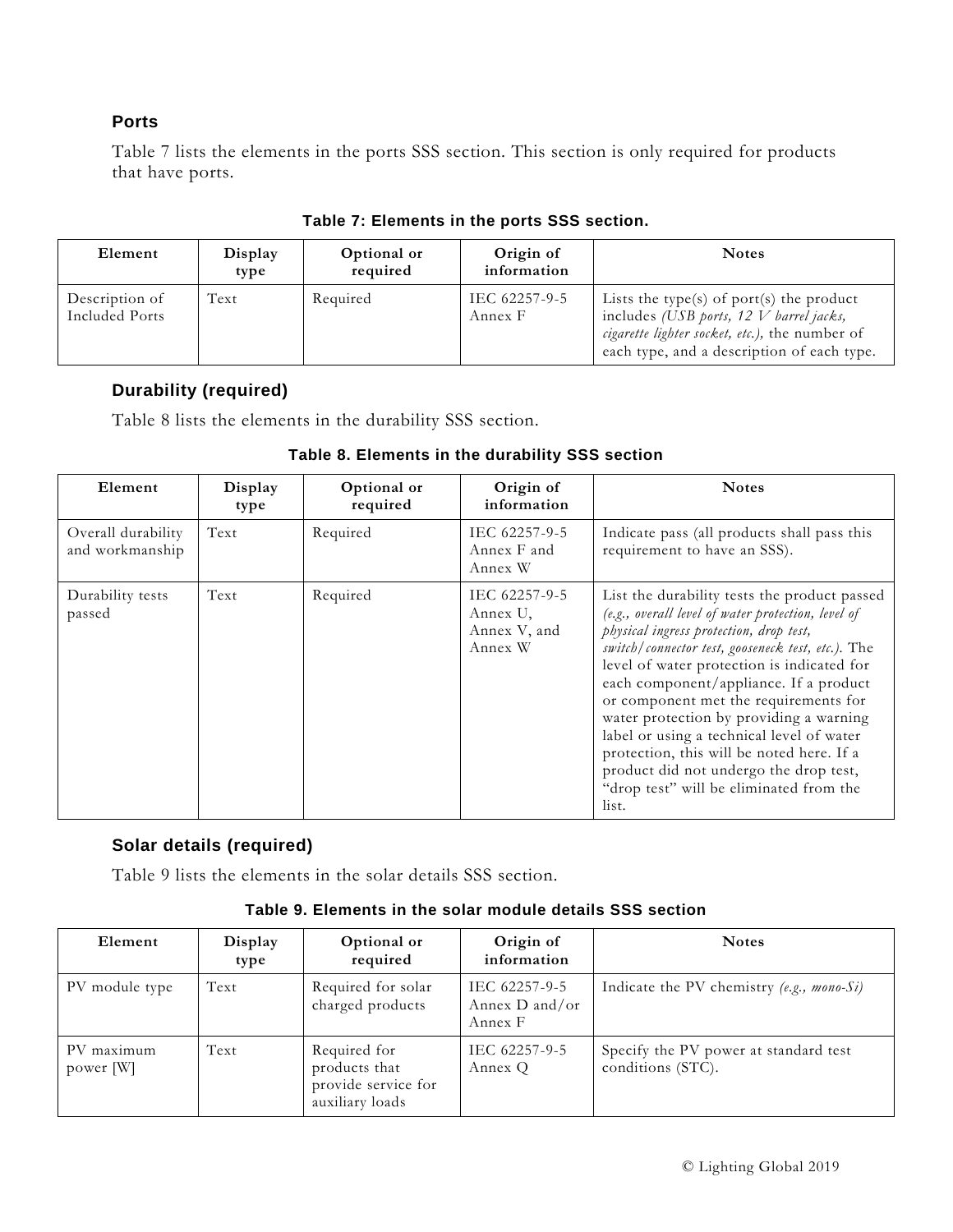### Ports

Table 7 lists the elements in the ports SSS section. This section is only required for products that have ports.

**Table 7: Elements in the ports SSS section.**

| Element | Display type | Optional or required | Origin of information | Notes |
|---|---|---|---|---|
| Description of Included Ports | Text | Required | IEC 62257-9-5 Annex F | Lists the type(s) of port(s) the product includes *(USB ports, 12 V barrel jacks, cigarette lighter socket, etc.),* the number of each type, and a description of each type. |

### Durability (required)

Table 8 lists the elements in the durability SSS section.

**Table 8. Elements in the durability SSS section**

| Element | Display type | Optional or required | Origin of information | Notes |
|---|---|---|---|---|
| Overall durability and workmanship | Text | Required | IEC 62257-9-5 Annex F and Annex W | Indicate pass (all products shall pass this requirement to have an SSS). |
| Durability tests passed | Text | Required | IEC 62257-9-5 Annex U, Annex V, and Annex W | List the durability tests the product passed *(e.g., overall level of water protection, level of physical ingress protection, drop test, switch/connector test, gooseneck test, etc.).* The level of water protection is indicated for each component/appliance. If a product or component met the requirements for water protection by providing a warning label or using a technical level of water protection, this will be noted here. If a product did not undergo the drop test, "drop test" will be eliminated from the list. |

### Solar details (required)

Table 9 lists the elements in the solar details SSS section.

**Table 9. Elements in the solar module details SSS section**

| Element | Display type | Optional or required | Origin of information | Notes |
|---|---|---|---|---|
| PV module type | Text | Required for solar charged products | IEC 62257-9-5 Annex D and/or Annex F | Indicate the PV chemistry *(e.g., mono-Si)* |
| PV maximum power [W] | Text | Required for products that provide service for auxiliary loads | IEC 62257-9-5 Annex Q | Specify the PV power at standard test conditions (STC). |

© Lighting Global 2019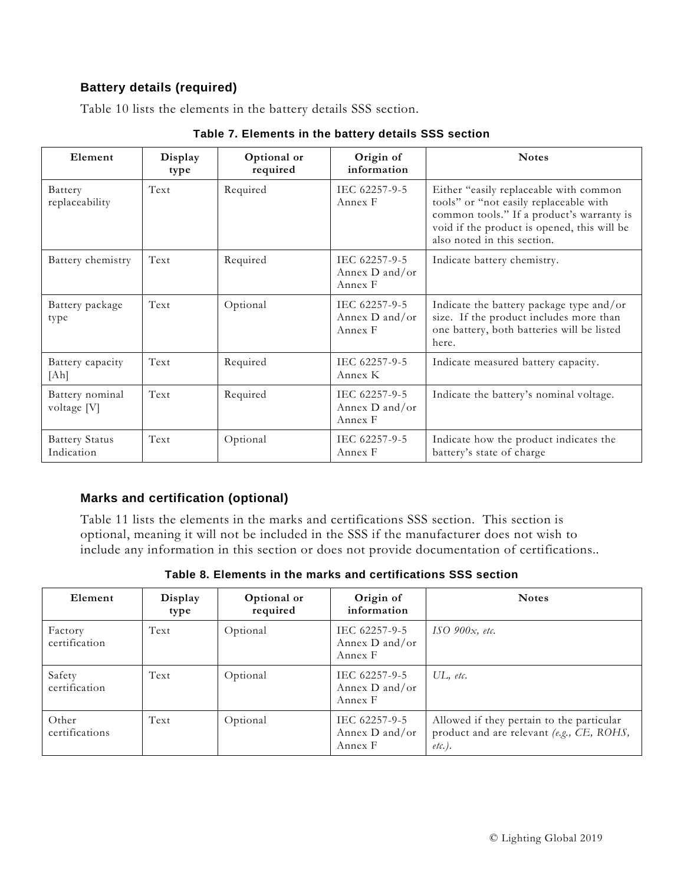### Battery details (required)

Table 10 lists the elements in the battery details SSS section.

**Table 7. Elements in the battery details SSS section**

| Element | Display type | Optional or required | Origin of information | Notes |
|---|---|---|---|---|
| Battery replaceability | Text | Required | IEC 62257-9-5 Annex F | Either "easily replaceable with common tools" or "not easily replaceable with common tools." If a product's warranty is void if the product is opened, this will be also noted in this section. |
| Battery chemistry | Text | Required | IEC 62257-9-5 Annex D and/or Annex F | Indicate battery chemistry. |
| Battery package type | Text | Optional | IEC 62257-9-5 Annex D and/or Annex F | Indicate the battery package type and/or size. If the product includes more than one battery, both batteries will be listed here. |
| Battery capacity [Ah] | Text | Required | IEC 62257-9-5 Annex K | Indicate measured battery capacity. |
| Battery nominal voltage [V] | Text | Required | IEC 62257-9-5 Annex D and/or Annex F | Indicate the battery's nominal voltage. |
| Battery Status Indication | Text | Optional | IEC 62257-9-5 Annex F | Indicate how the product indicates the battery's state of charge |

### Marks and certification (optional)

Table 11 lists the elements in the marks and certifications SSS section. This section is optional, meaning it will not be included in the SSS if the manufacturer does not wish to include any information in this section or does not provide documentation of certifications..

**Table 8. Elements in the marks and certifications SSS section**

| Element | Display type | Optional or required | Origin of information | Notes |
|---|---|---|---|---|
| Factory certification | Text | Optional | IEC 62257-9-5 Annex D and/or Annex F | *ISO 900x, etc.* |
| Safety certification | Text | Optional | IEC 62257-9-5 Annex D and/or Annex F | *UL, etc.* |
| Other certifications | Text | Optional | IEC 62257-9-5 Annex D and/or Annex F | Allowed if they pertain to the particular product and are relevant *(e.g., CE, ROHS, etc.).* |

© Lighting Global 2019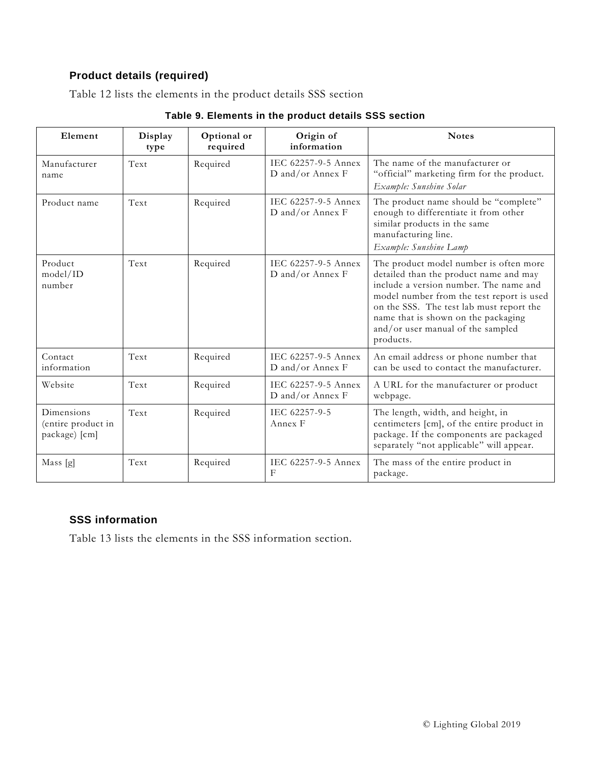### Product details (required)

Table 12 lists the elements in the product details SSS section

**Table 9. Elements in the product details SSS section**

| Element | Display type | Optional or required | Origin of information | Notes |
|---|---|---|---|---|
| Manufacturer name | Text | Required | IEC 62257-9-5 Annex D and/or Annex F | The name of the manufacturer or "official" marketing firm for the product. *Example: Sunshine Solar* |
| Product name | Text | Required | IEC 62257-9-5 Annex D and/or Annex F | The product name should be "complete" enough to differentiate it from other similar products in the same manufacturing line. *Example: Sunshine Lamp* |
| Product model/ID number | Text | Required | IEC 62257-9-5 Annex D and/or Annex F | The product model number is often more detailed than the product name and may include a version number. The name and model number from the test report is used on the SSS. The test lab must report the name that is shown on the packaging and/or user manual of the sampled products. |
| Contact information | Text | Required | IEC 62257-9-5 Annex D and/or Annex F | An email address or phone number that can be used to contact the manufacturer. |
| Website | Text | Required | IEC 62257-9-5 Annex D and/or Annex F | A URL for the manufacturer or product webpage. |
| Dimensions (entire product in package) [cm] | Text | Required | IEC 62257-9-5 Annex F | The length, width, and height, in centimeters [cm], of the entire product in package. If the components are packaged separately "not applicable" will appear. |
| Mass [g] | Text | Required | IEC 62257-9-5 Annex F | The mass of the entire product in package. |

### SSS information

Table 13 lists the elements in the SSS information section.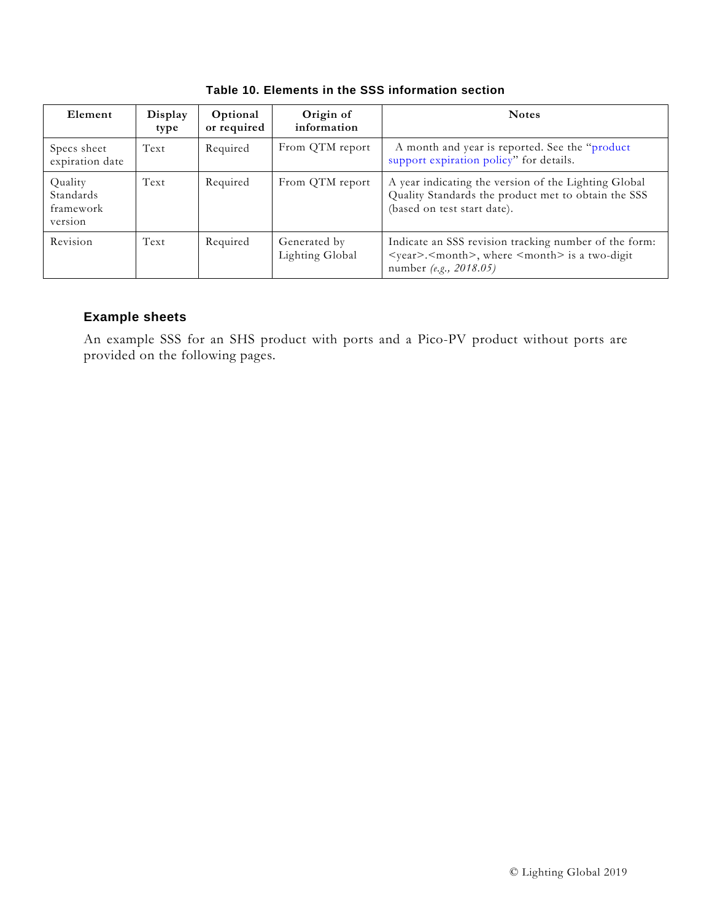**Table 10. Elements in the SSS information section**

| Element | Display type | Optional or required | Origin of information | Notes |
| --- | --- | --- | --- | --- |
| Specs sheet expiration date | Text | Required | From QTM report | A month and year is reported. See the "product support expiration policy" for details. |
| Quality Standards framework version | Text | Required | From QTM report | A year indicating the version of the Lighting Global Quality Standards the product met to obtain the SSS (based on test start date). |
| Revision | Text | Required | Generated by Lighting Global | Indicate an SSS revision tracking number of the form: <year>.<month>, where <month> is a two-digit number *(e.g., 2018.05)* |

### Example sheets

An example SSS for an SHS product with ports and a Pico-PV product without ports are provided on the following pages.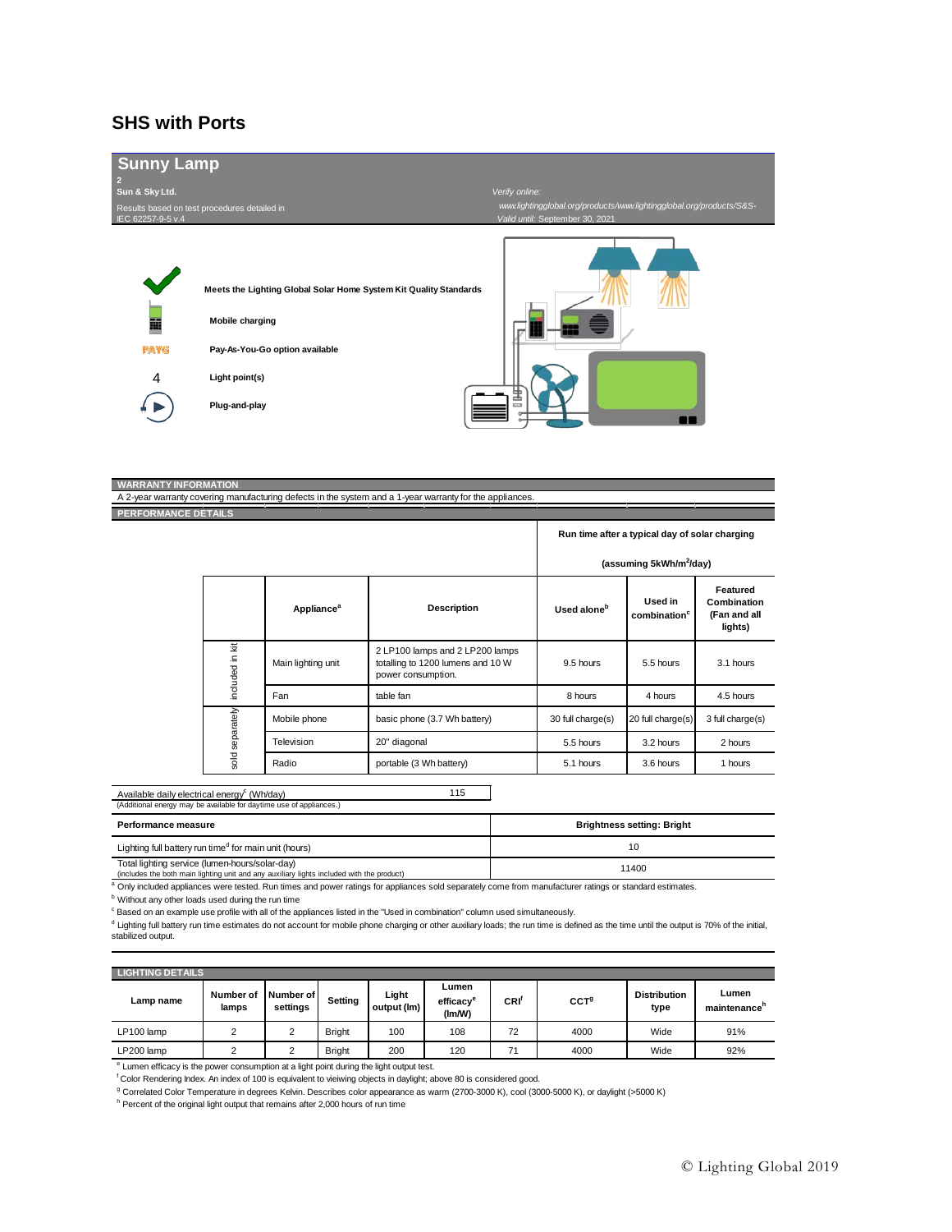## SHS with Ports

## Sunny Lamp

2

**Sun & Sky Ltd.**

Results based on test procedures detailed in IEC 62257-9-5 v.4

*Verify online:* www.lightingglobal.org/products/www.lightingglobal.org/products/S&S-

*Valid until:* September 30, 2021

**Meets the Lighting Global Solar Home System Kit Quality Standards**

**Mobile charging**

PAYG **Pay-As-You-Go option available**

4 **Light point(s)**

**Plug-and-play**

### WARRANTY INFORMATION

A 2-year warranty covering manufacturing defects in the system and a 1-year warranty for the appliances.

### PERFORMANCE DETAILS

| | Appliance[a] | Description | Run time after a typical day of solar charging (assuming 5kWh/m$^2$/day) — Used alone[b] | Used in combination[c] | Featured Combination (Fan and all lights) |
|---|---|---|---|---|---|
| included in kit | Main lighting unit | 2 LP100 lamps and 2 LP200 lamps totalling to 1200 lumens and 10 W power consumption. | 9.5 hours | 5.5 hours | 3.1 hours |
| included in kit | Fan | table fan | 8 hours | 4 hours | 4.5 hours |
| sold separately | Mobile phone | basic phone (3.7 Wh battery) | 30 full charge(s) | 20 full charge(s) | 3 full charge(s) |
| sold separately | Television | 20" diagonal | 5.5 hours | 3.2 hours | 2 hours |
| sold separately | Radio | portable (3 Wh battery) | 5.1 hours | 3.6 hours | 1 hours |

| Available daily electrical energy[c] (Wh/day) (Additional energy may be available for daytime use of appliances.) | 115 |
|---|---|

| Performance measure | Brightness setting: Bright |
|---|---|
| Lighting full battery run time[d] for main unit (hours) | 10 |
| Total lighting service (lumen-hours/solar-day) (includes the both main lighting unit and any auxiliary lights included with the product) | 11400 |

[a] Only included appliances were tested. Run times and power ratings for appliances sold separately come from manufacturer ratings or standard estimates.

[b] Without any other loads used during the run time

[c] Based on an example use profile with all of the appliances listed in the "Used in combination" column used simultaneously.

[d] Lighting full battery run time estimates do not account for mobile phone charging or other auxiliary loads; the run time is defined as the time until the output is 70% of the initial, stabilized output.

### LIGHTING DETAILS

| Lamp name | Number of lamps | Number of settings | Setting | Light output (lm) | Lumen efficacy[e] (lm/W) | CRI[f] | CCT[g] | Distribution type | Lumen maintenance[h] |
|---|---|---|---|---|---|---|---|---|---|
| LP100 lamp | 2 | 2 | Bright | 100 | 108 | 72 | 4000 | Wide | 91% |
| LP200 lamp | 2 | 2 | Bright | 200 | 120 | 71 | 4000 | Wide | 92% |

[e] Lumen efficacy is the power consumption at a light point during the light output test.

[f] Color Rendering Index. An index of 100 is equivalent to vieiwing objects in daylight; above 80 is considered good.

[g] Correlated Color Temperature in degrees Kelvin. Describes color appearance as warm (2700-3000 K), cool (3000-5000 K), or daylight (>5000 K)

[h] Percent of the original light output that remains after 2,000 hours of run time

© Lighting Global 2019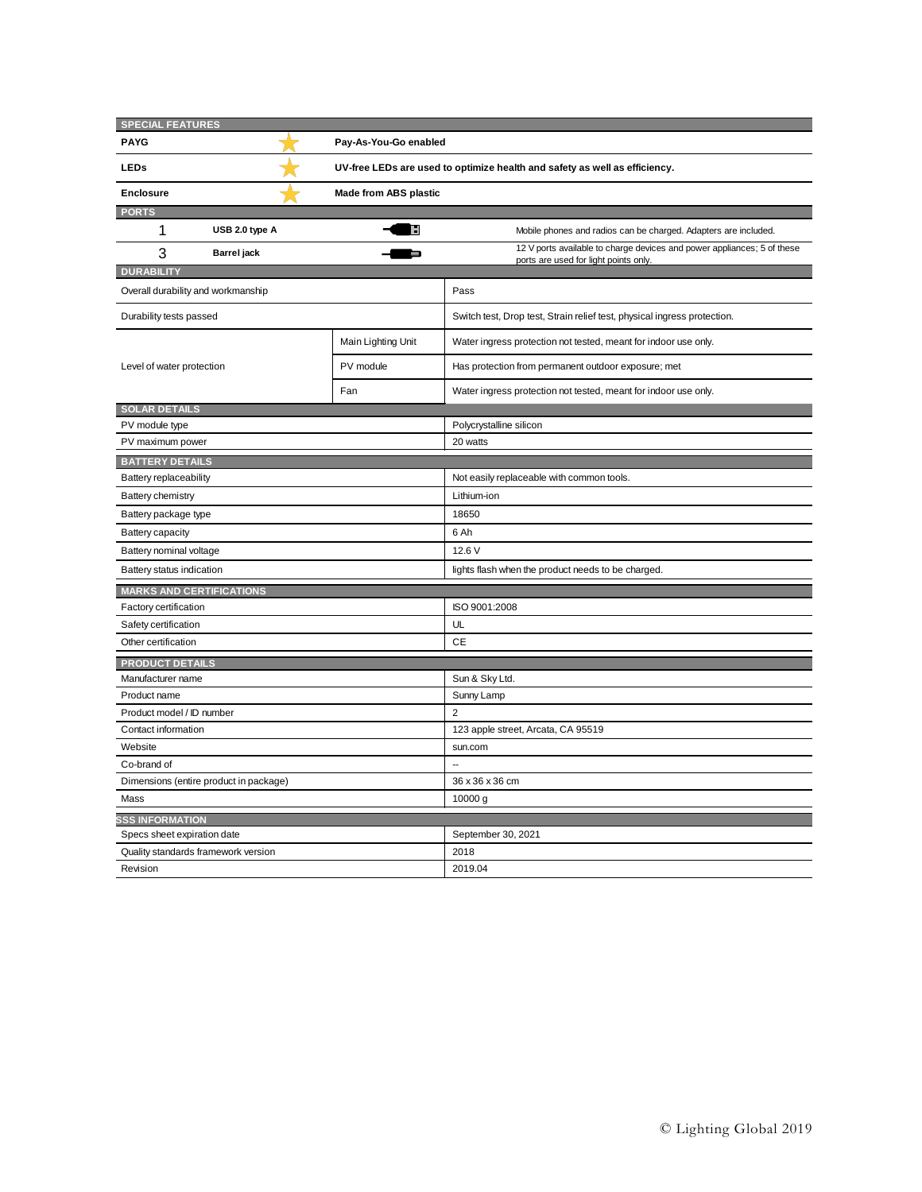| SPECIAL FEATURES | | |
|---|---|---|
| **PAYG** | ★ | **Pay-As-You-Go enabled** |
| **LEDs** | ★ | **UV-free LEDs are used to optimize health and safety as well as efficiency.** |
| **Enclosure** | ★ | **Made from ABS plastic** |

| PORTS | | |
|---|---|---|
| 1 | **USB 2.0 type A** | Mobile phones and radios can be charged. Adapters are included. |
| 3 | **Barrel jack** | 12 V ports available to charge devices and power appliances; 5 of these ports are used for light points only. |

| DURABILITY | | |
|---|---|---|
| Overall durability and workmanship | | Pass |
| Durability tests passed | | Switch test, Drop test, Strain relief test, physical ingress protection. |
| Level of water protection | Main Lighting Unit | Water ingress protection not tested, meant for indoor use only. |
| | PV module | Has protection from permanent outdoor exposure; met |
| | Fan | Water ingress protection not tested, meant for indoor use only. |

| SOLAR DETAILS | |
|---|---|
| PV module type | Polycrystalline silicon |
| PV maximum power | 20 watts |

| BATTERY DETAILS | |
|---|---|
| Battery replaceability | Not easily replaceable with common tools. |
| Battery chemistry | Lithium-ion |
| Battery package type | 18650 |
| Battery capacity | 6 Ah |
| Battery nominal voltage | 12.6 V |
| Battery status indication | lights flash when the product needs to be charged. |

| MARKS AND CERTIFICATIONS | |
|---|---|
| Factory certification | ISO 9001:2008 |
| Safety certification | UL |
| Other certification | CE |

| PRODUCT DETAILS | |
|---|---|
| Manufacturer name | Sun & Sky Ltd. |
| Product name | Sunny Lamp |
| Product model / ID number | 2 |
| Contact information | 123 apple street, Arcata, CA 95519 |
| Website | sun.com |
| Co-brand of | -- |
| Dimensions (entire product in package) | 36 x 36 x 36 cm |
| Mass | 10000 g |

| SSS INFORMATION | |
|---|---|
| Specs sheet expiration date | September 30, 2021 |
| Quality standards framework version | 2018 |
| Revision | 2019.04 |

© Lighting Global 2019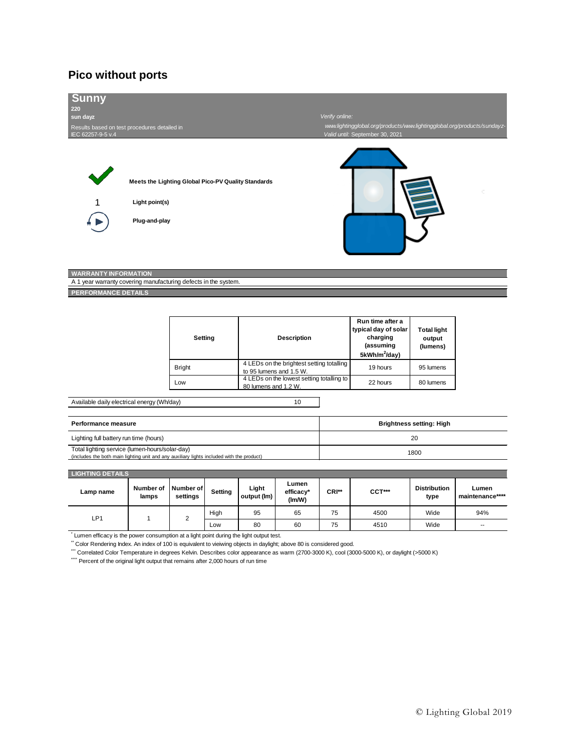# Pico without ports

## Sunny

**220**

**sun dayz**

Results based on test procedures detailed in IEC 62257-9-5 v.4

*Verify online:* *www.lightingglobal.org/products/www.lightingglobal.org/products/sundayz-*

*Valid until:* September 30, 2021

**Meets the Lighting Global Pico-PV Quality Standards**

1 **Light point(s)**

**Plug-and-play**

### WARRANTY INFORMATION

A 1 year warranty covering manufacturing defects in the system.

### PERFORMANCE DETAILS

| Setting | Description | Run time after a typical day of solar charging (assuming 5kWh/m²/day) | Total light output (lumens) |
|---|---|---|---|
| Bright | 4 LEDs on the brightest setting totalling to 95 lumens and 1.5 W. | 19 hours | 95 lumens |
| Low | 4 LEDs on the lowest setting totalling to 80 lumens and 1.2 W. | 22 hours | 80 lumens |

| Available daily electrical energy (Wh/day) | 10 |
|---|---|

| Performance measure | Brightness setting: High |
|---|---|
| Lighting full battery run time (hours) | 20 |
| Total lighting service (lumen-hours/solar-day) (includes the both main lighting unit and any auxiliary lights included with the product) | 1800 |

### LIGHTING DETAILS

| Lamp name | Number of lamps | Number of settings | Setting | Light output (lm) | Lumen efficacy* (lm/W) | CRI** | CCT*** | Distribution type | Lumen maintenance**** |
|---|---|---|---|---|---|---|---|---|---|
| LP1 | 1 | 2 | High | 95 | 65 | 75 | 4500 | Wide | 94% |
| | | | Low | 80 | 60 | 75 | 4510 | Wide | -- |

* Lumen efficacy is the power consumption at a light point during the light output test.

** Color Rendering Index. An index of 100 is equivalent to vieiwing objects in daylight; above 80 is considered good.

*** Correlated Color Temperature in degrees Kelvin. Describes color appearance as warm (2700-3000 K), cool (3000-5000 K), or daylight (>5000 K)

**** Percent of the original light output that remains after 2,000 hours of run time

© Lighting Global 2019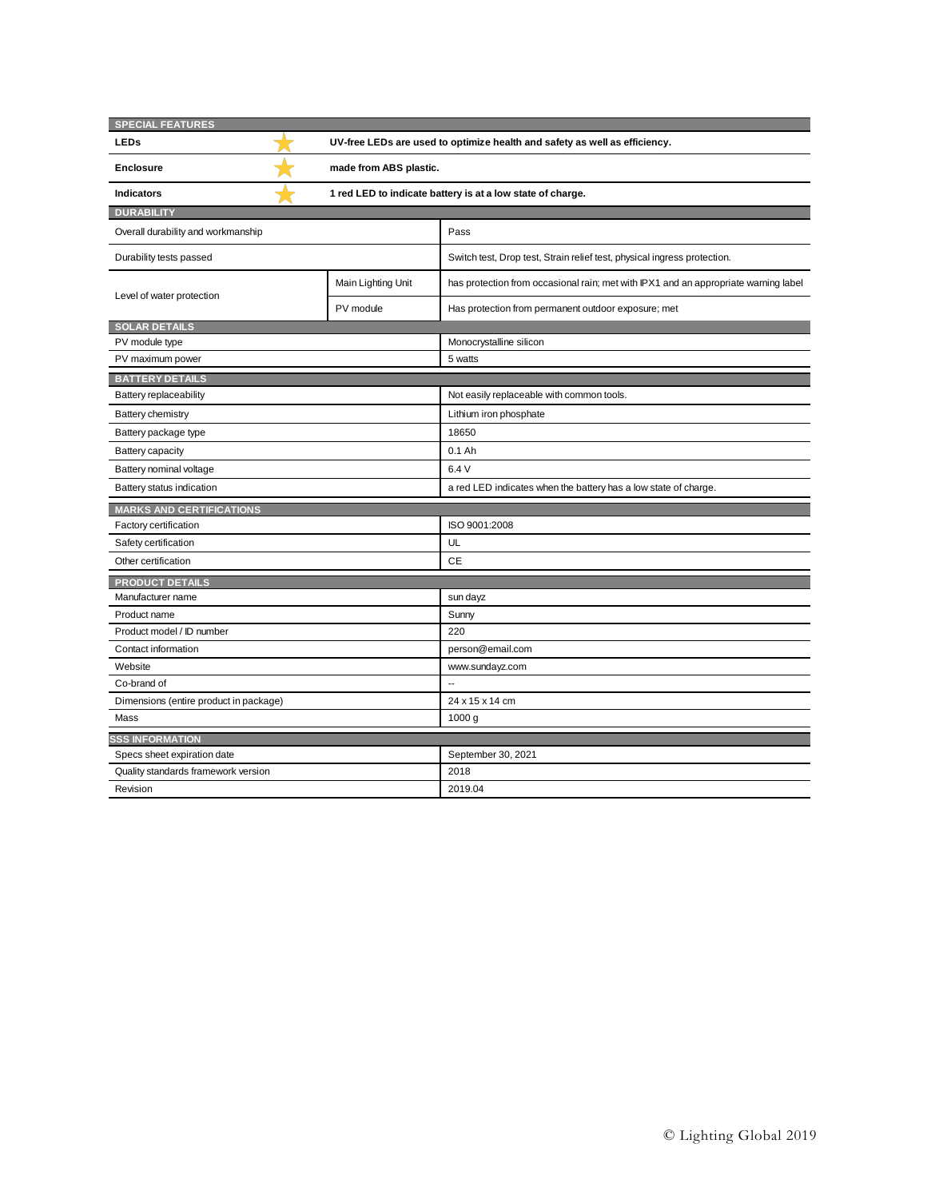| SPECIAL FEATURES | | |
|---|---|---|
| **LEDs** | ★ | **UV-free LEDs are used to optimize health and safety as well as efficiency.** |
| **Enclosure** | ★ | **made from ABS plastic.** |
| **Indicators** | ★ | **1 red LED to indicate battery is at a low state of charge.** |

| DURABILITY | | |
|---|---|---|
| Overall durability and workmanship | | Pass |
| Durability tests passed | | Switch test, Drop test, Strain relief test, physical ingress protection. |
| Level of water protection | Main Lighting Unit | has protection from occasional rain; met with IPX1 and an appropriate warning label |
| | PV module | Has protection from permanent outdoor exposure; met |

| SOLAR DETAILS | |
|---|---|
| PV module type | Monocrystalline silicon |
| PV maximum power | 5 watts |

| BATTERY DETAILS | |
|---|---|
| Battery replaceability | Not easily replaceable with common tools. |
| Battery chemistry | Lithium iron phosphate |
| Battery package type | 18650 |
| Battery capacity | 0.1 Ah |
| Battery nominal voltage | 6.4 V |
| Battery status indication | a red LED indicates when the battery has a low state of charge. |

| MARKS AND CERTIFICATIONS | |
|---|---|
| Factory certification | ISO 9001:2008 |
| Safety certification | UL |
| Other certification | CE |

| PRODUCT DETAILS | |
|---|---|
| Manufacturer name | sun dayz |
| Product name | Sunny |
| Product model / ID number | 220 |
| Contact information | person@email.com |
| Website | www.sundayz.com |
| Co-brand of | -- |
| Dimensions (entire product in package) | 24 x 15 x 14 cm |
| Mass | 1000 g |

| SSS INFORMATION | |
|---|---|
| Specs sheet expiration date | September 30, 2021 |
| Quality standards framework version | 2018 |
| Revision | 2019.04 |

© Lighting Global 2019